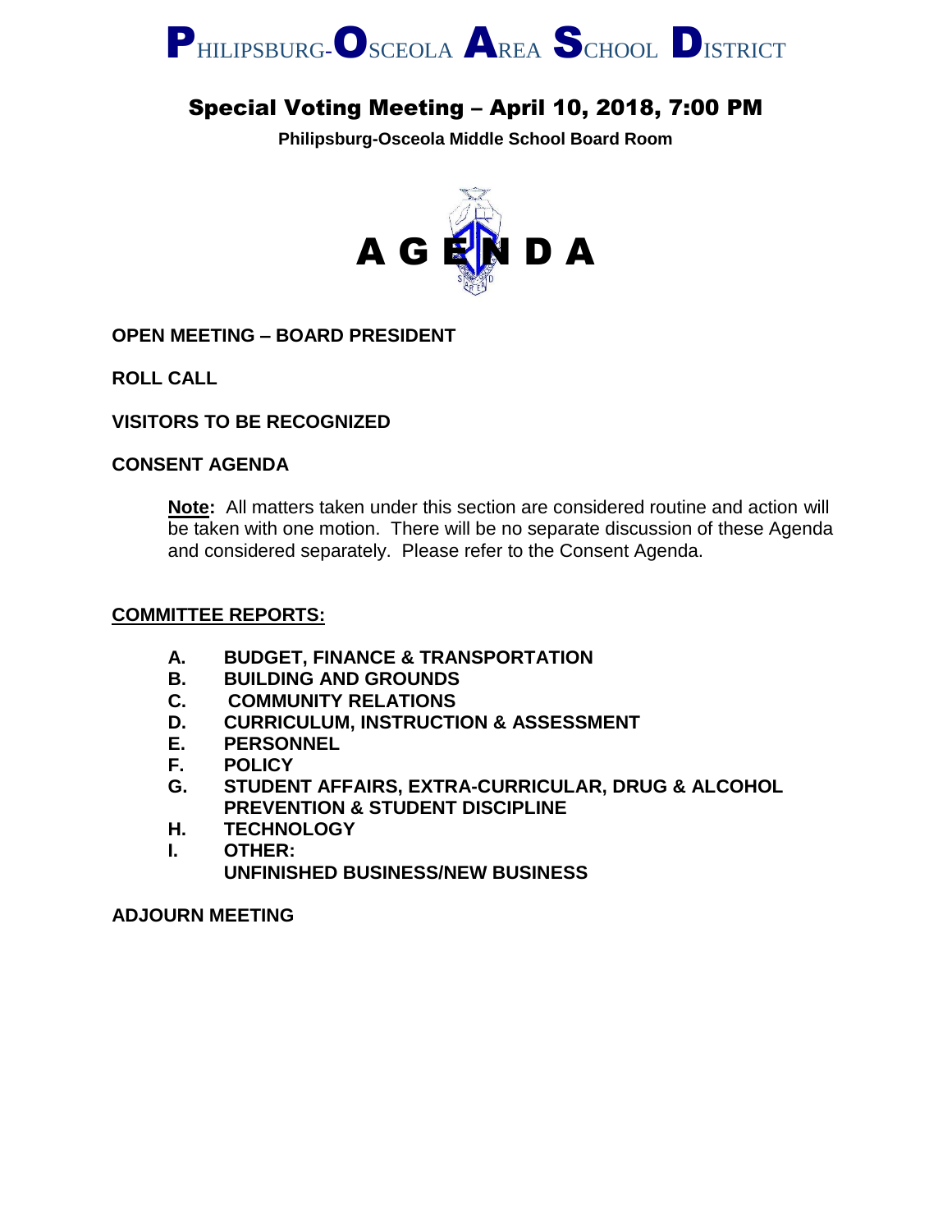# PHILIPSBURG-OSCEOLA AREA SCHOOL DISTRICT

## Special Voting Meeting – April 10, 2018, 7:00 PM

**Philipsburg-Osceola Middle School Board Room**

# A G E N D A

**OPEN MEETING – BOARD PRESIDENT**

**ROLL CALL**

**VISITORS TO BE RECOGNIZED**

**CONSENT AGENDA**

> **Note:** All matters taken under this section are considered routine and action will be taken with one motion. There will be no separate discussion of these Agenda and considered separately. Please refer to the Consent Agenda.

**COMMITTEE REPORTS:**

- **A. BUDGET, FINANCE & TRANSPORTATION**
- **B. BUILDING AND GROUNDS**
- **C. COMMUNITY RELATIONS**
- **D. CURRICULUM, INSTRUCTION & ASSESSMENT**
- **E. PERSONNEL**
- **F. POLICY**
- **G. STUDENT AFFAIRS, EXTRA-CURRICULAR, DRUG & ALCOHOL PREVENTION & STUDENT DISCIPLINE**
- **H. TECHNOLOGY**
- **I. OTHER:**
  **UNFINISHED BUSINESS/NEW BUSINESS**

**ADJOURN MEETING**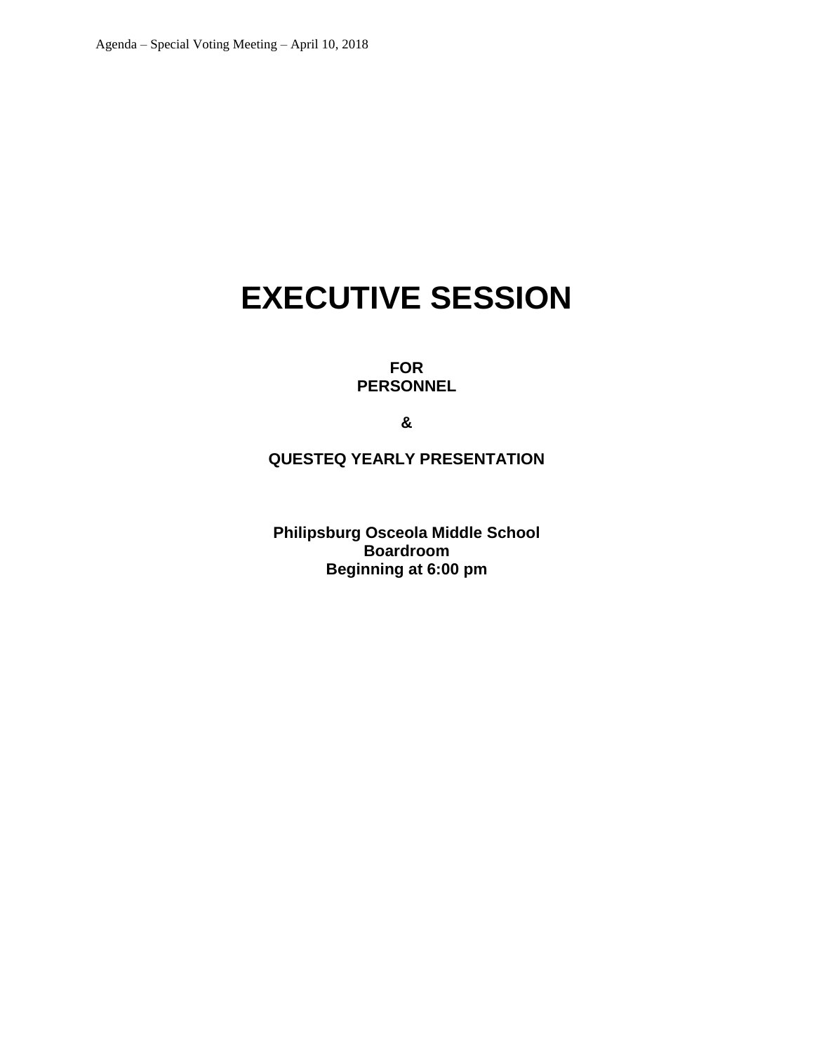# EXECUTIVE SESSION

**FOR**
**PERSONNEL**

**&**

**QUESTEQ YEARLY PRESENTATION**

**Philipsburg Osceola Middle School**
**Boardroom**
**Beginning at 6:00 pm**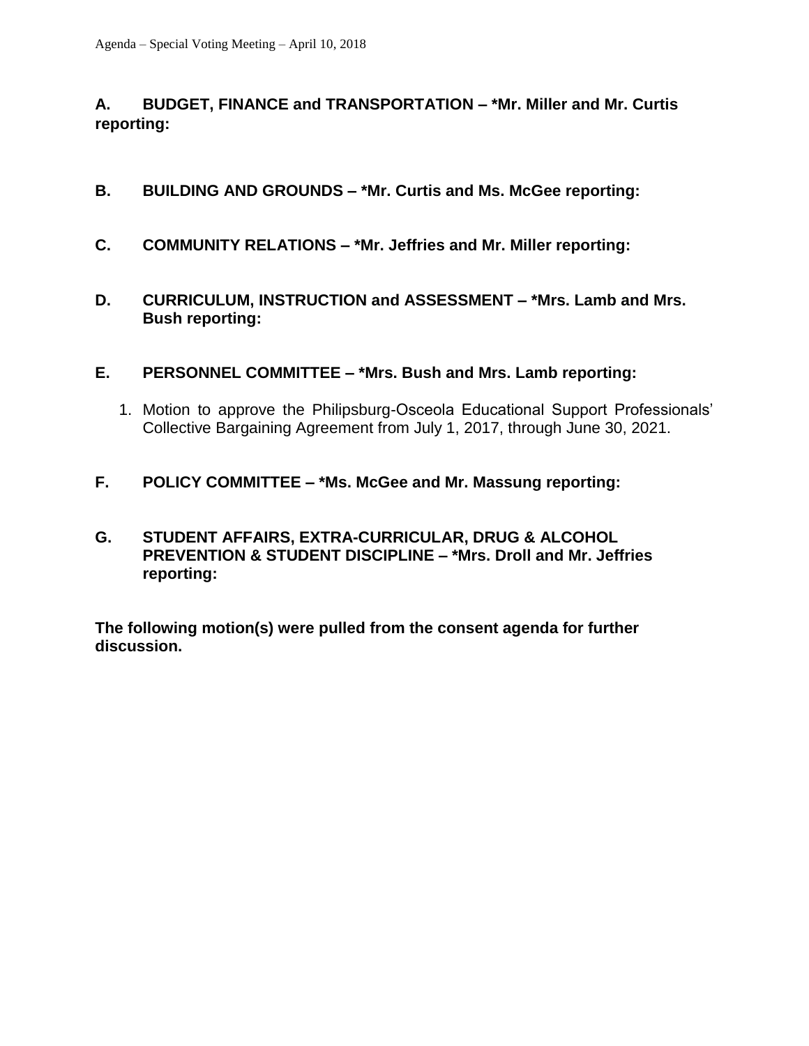**A. BUDGET, FINANCE and TRANSPORTATION – *Mr. Miller and Mr. Curtis reporting:**

**B. BUILDING AND GROUNDS – *Mr. Curtis and Ms. McGee reporting:**

**C. COMMUNITY RELATIONS – *Mr. Jeffries and Mr. Miller reporting:**

**D. CURRICULUM, INSTRUCTION and ASSESSMENT – *Mrs. Lamb and Mrs. Bush reporting:**

**E. PERSONNEL COMMITTEE – *Mrs. Bush and Mrs. Lamb reporting:**

1. Motion to approve the Philipsburg-Osceola Educational Support Professionals' Collective Bargaining Agreement from July 1, 2017, through June 30, 2021.

**F. POLICY COMMITTEE – *Ms. McGee and Mr. Massung reporting:**

**G. STUDENT AFFAIRS, EXTRA-CURRICULAR, DRUG & ALCOHOL PREVENTION & STUDENT DISCIPLINE – *Mrs. Droll and Mr. Jeffries reporting:**

**The following motion(s) were pulled from the consent agenda for further discussion.**